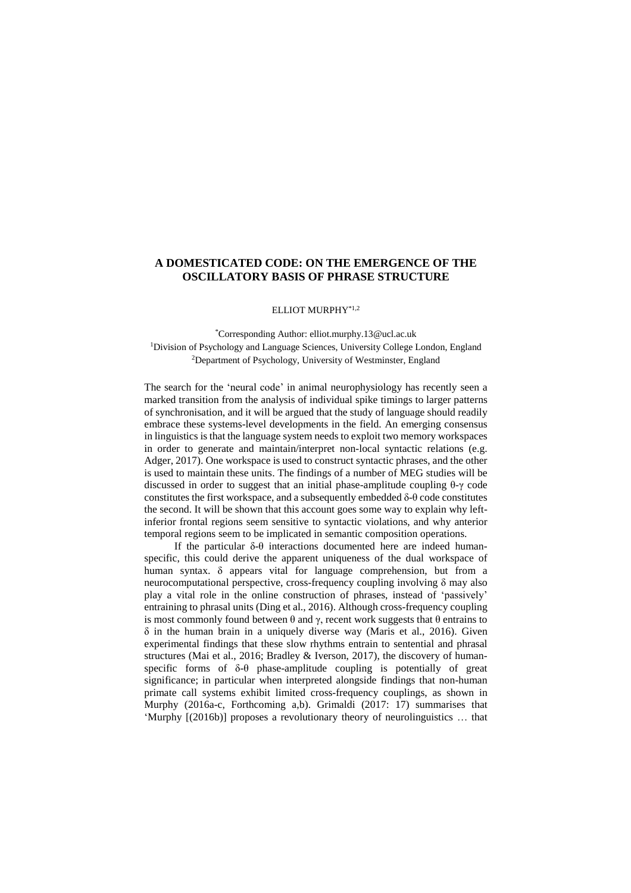# A DOMESTICATED CODE: ON THE EMERGENCE OF THE OSCILLATORY BASIS OF PHRASE STRUCTURE

ELLIOT MURPHY[*1,2]

[*]Corresponding Author: elliot.murphy.13@ucl.ac.uk
[1]Division of Psychology and Language Sciences, University College London, England
[2]Department of Psychology, University of Westminster, England

The search for the 'neural code' in animal neurophysiology has recently seen a marked transition from the analysis of individual spike timings to larger patterns of synchronisation, and it will be argued that the study of language should readily embrace these systems-level developments in the field. An emerging consensus in linguistics is that the language system needs to exploit two memory workspaces in order to generate and maintain/interpret non-local syntactic relations (e.g. Adger, 2017). One workspace is used to construct syntactic phrases, and the other is used to maintain these units. The findings of a number of MEG studies will be discussed in order to suggest that an initial phase-amplitude coupling θ-γ code constitutes the first workspace, and a subsequently embedded δ-θ code constitutes the second. It will be shown that this account goes some way to explain why left-inferior frontal regions seem sensitive to syntactic violations, and why anterior temporal regions seem to be implicated in semantic composition operations.

If the particular δ-θ interactions documented here are indeed human-specific, this could derive the apparent uniqueness of the dual workspace of human syntax. δ appears vital for language comprehension, but from a neurocomputational perspective, cross-frequency coupling involving δ may also play a vital role in the online construction of phrases, instead of 'passively' entraining to phrasal units (Ding et al., 2016). Although cross-frequency coupling is most commonly found between θ and γ, recent work suggests that θ entrains to δ in the human brain in a uniquely diverse way (Maris et al., 2016). Given experimental findings that these slow rhythms entrain to sentential and phrasal structures (Mai et al., 2016; Bradley & Iverson, 2017), the discovery of human-specific forms of δ-θ phase-amplitude coupling is potentially of great significance; in particular when interpreted alongside findings that non-human primate call systems exhibit limited cross-frequency couplings, as shown in Murphy (2016a-c, Forthcoming a,b). Grimaldi (2017: 17) summarises that 'Murphy [(2016b)] proposes a revolutionary theory of neurolinguistics … that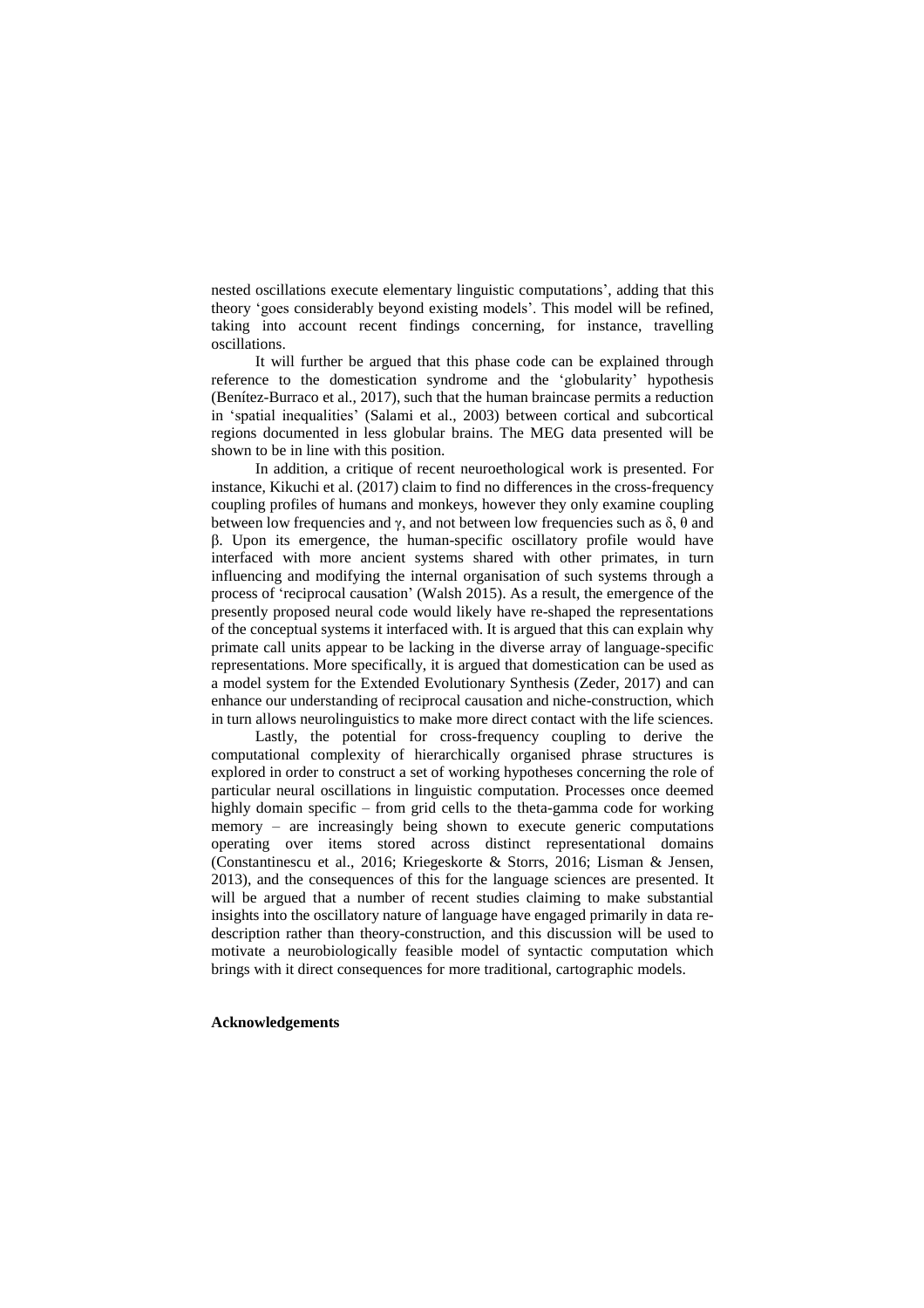nested oscillations execute elementary linguistic computations', adding that this theory 'goes considerably beyond existing models'. This model will be refined, taking into account recent findings concerning, for instance, travelling oscillations.

It will further be argued that this phase code can be explained through reference to the domestication syndrome and the 'globularity' hypothesis (Benítez-Burraco et al., 2017), such that the human braincase permits a reduction in 'spatial inequalities' (Salami et al., 2003) between cortical and subcortical regions documented in less globular brains. The MEG data presented will be shown to be in line with this position.

In addition, a critique of recent neuroethological work is presented. For instance, Kikuchi et al. (2017) claim to find no differences in the cross-frequency coupling profiles of humans and monkeys, however they only examine coupling between low frequencies and γ, and not between low frequencies such as δ, θ and β. Upon its emergence, the human-specific oscillatory profile would have interfaced with more ancient systems shared with other primates, in turn influencing and modifying the internal organisation of such systems through a process of 'reciprocal causation' (Walsh 2015). As a result, the emergence of the presently proposed neural code would likely have re-shaped the representations of the conceptual systems it interfaced with. It is argued that this can explain why primate call units appear to be lacking in the diverse array of language-specific representations. More specifically, it is argued that domestication can be used as a model system for the Extended Evolutionary Synthesis (Zeder, 2017) and can enhance our understanding of reciprocal causation and niche-construction, which in turn allows neurolinguistics to make more direct contact with the life sciences.

Lastly, the potential for cross-frequency coupling to derive the computational complexity of hierarchically organised phrase structures is explored in order to construct a set of working hypotheses concerning the role of particular neural oscillations in linguistic computation. Processes once deemed highly domain specific – from grid cells to the theta-gamma code for working memory – are increasingly being shown to execute generic computations operating over items stored across distinct representational domains (Constantinescu et al., 2016; Kriegeskorte & Storrs, 2016; Lisman & Jensen, 2013), and the consequences of this for the language sciences are presented. It will be argued that a number of recent studies claiming to make substantial insights into the oscillatory nature of language have engaged primarily in data re-description rather than theory-construction, and this discussion will be used to motivate a neurobiologically feasible model of syntactic computation which brings with it direct consequences for more traditional, cartographic models.

**Acknowledgements**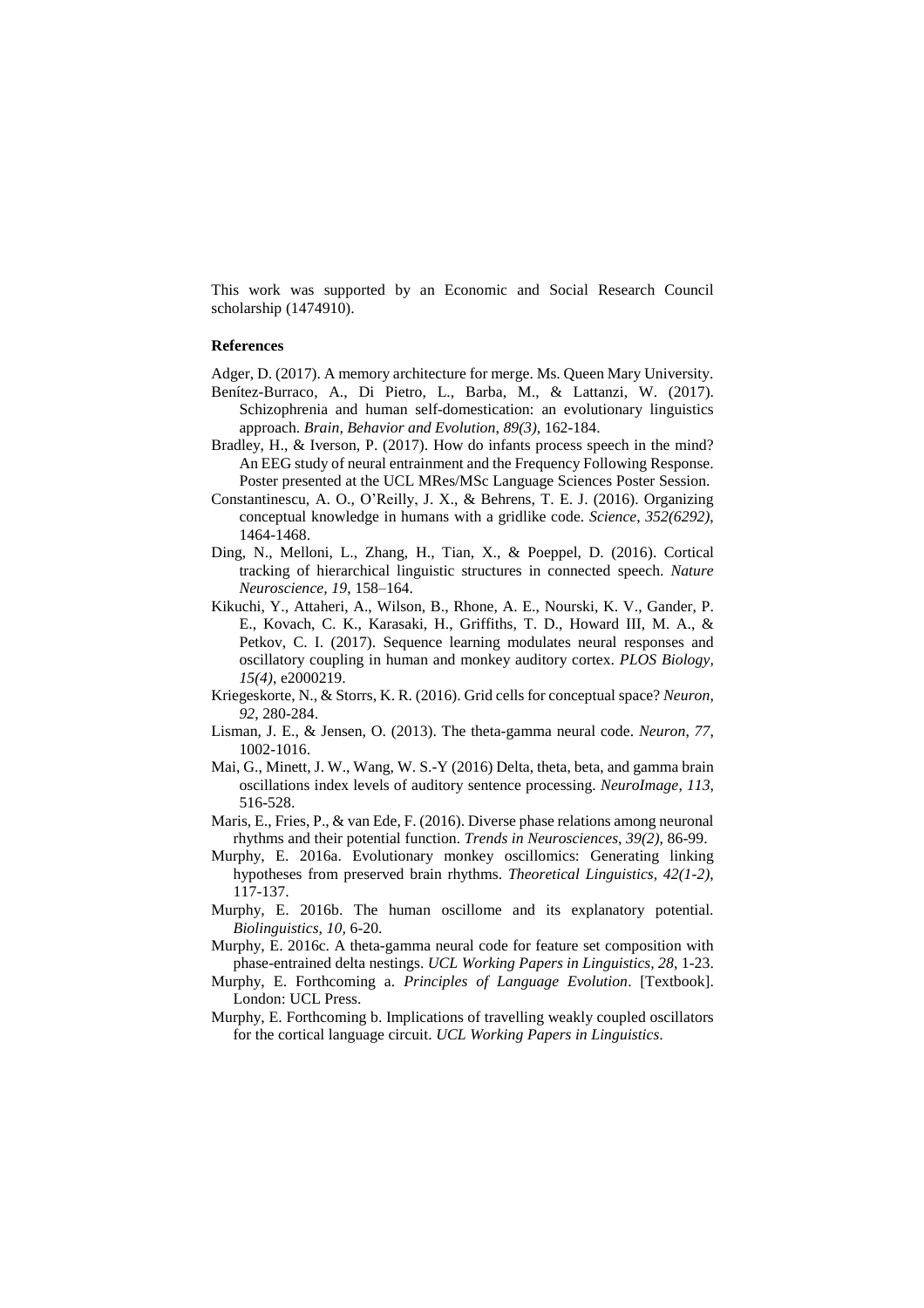This work was supported by an Economic and Social Research Council scholarship (1474910).

**References**

Adger, D. (2017). A memory architecture for merge. Ms. Queen Mary University.

Benítez-Burraco, A., Di Pietro, L., Barba, M., & Lattanzi, W. (2017). Schizophrenia and human self-domestication: an evolutionary linguistics approach. *Brain, Behavior and Evolution, 89(3)*, 162-184.

Bradley, H., & Iverson, P. (2017). How do infants process speech in the mind? An EEG study of neural entrainment and the Frequency Following Response. Poster presented at the UCL MRes/MSc Language Sciences Poster Session.

Constantinescu, A. O., O'Reilly, J. X., & Behrens, T. E. J. (2016). Organizing conceptual knowledge in humans with a gridlike code. *Science*, *352(6292)*, 1464-1468.

Ding, N., Melloni, L., Zhang, H., Tian, X., & Poeppel, D. (2016). Cortical tracking of hierarchical linguistic structures in connected speech. *Nature Neuroscience, 19*, 158–164.

Kikuchi, Y., Attaheri, A., Wilson, B., Rhone, A. E., Nourski, K. V., Gander, P. E., Kovach, C. K., Karasaki, H., Griffiths, T. D., Howard III, M. A., & Petkov, C. I. (2017). Sequence learning modulates neural responses and oscillatory coupling in human and monkey auditory cortex. *PLOS Biology, 15(4)*, e2000219.

Kriegeskorte, N., & Storrs, K. R. (2016). Grid cells for conceptual space? *Neuron*, *92*, 280-284.

Lisman, J. E., & Jensen, O. (2013). The theta-gamma neural code. *Neuron*, *77*, 1002-1016.

Mai, G., Minett, J. W., Wang, W. S.-Y (2016) Delta, theta, beta, and gamma brain oscillations index levels of auditory sentence processing. *NeuroImage, 113*, 516-528.

Maris, E., Fries, P., & van Ede, F. (2016). Diverse phase relations among neuronal rhythms and their potential function. *Trends in Neurosciences*, *39(2)*, 86-99.

Murphy, E. 2016a. Evolutionary monkey oscillomics: Generating linking hypotheses from preserved brain rhythms. *Theoretical Linguistics, 42(1-2)*, 117-137.

Murphy, E. 2016b. The human oscillome and its explanatory potential. *Biolinguistics, 10,* 6-20.

Murphy, E. 2016c. A theta-gamma neural code for feature set composition with phase-entrained delta nestings. *UCL Working Papers in Linguistics, 28*, 1-23.

Murphy, E. Forthcoming a. *Principles of Language Evolution*. [Textbook]. London: UCL Press.

Murphy, E. Forthcoming b. Implications of travelling weakly coupled oscillators for the cortical language circuit. *UCL Working Papers in Linguistics*.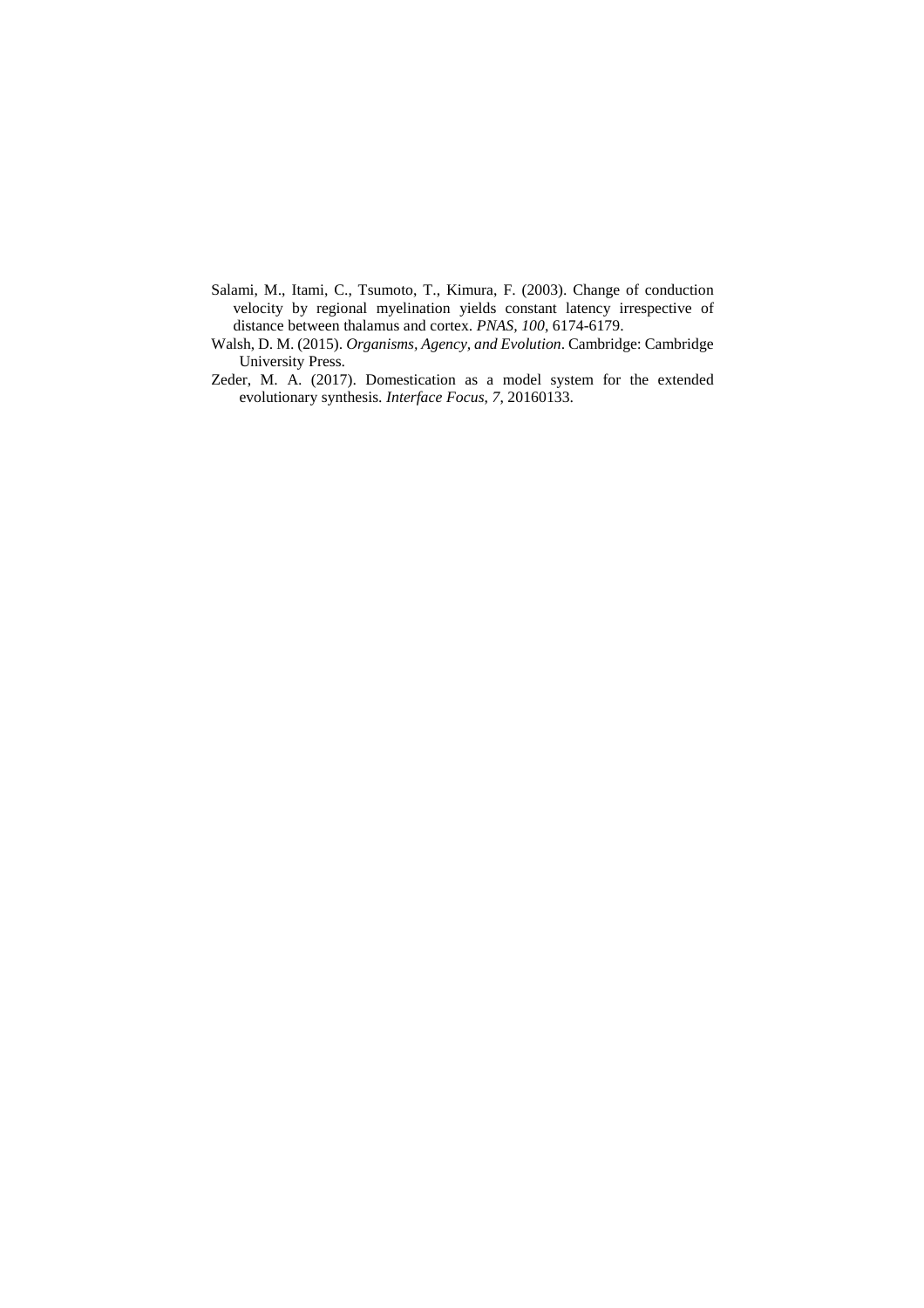Salami, M., Itami, C., Tsumoto, T., Kimura, F. (2003). Change of conduction velocity by regional myelination yields constant latency irrespective of distance between thalamus and cortex. *PNAS, 100*, 6174-6179.

Walsh, D. M. (2015). *Organisms, Agency, and Evolution*. Cambridge: Cambridge University Press.

Zeder, M. A. (2017). Domestication as a model system for the extended evolutionary synthesis. *Interface Focus*, *7*, 20160133.